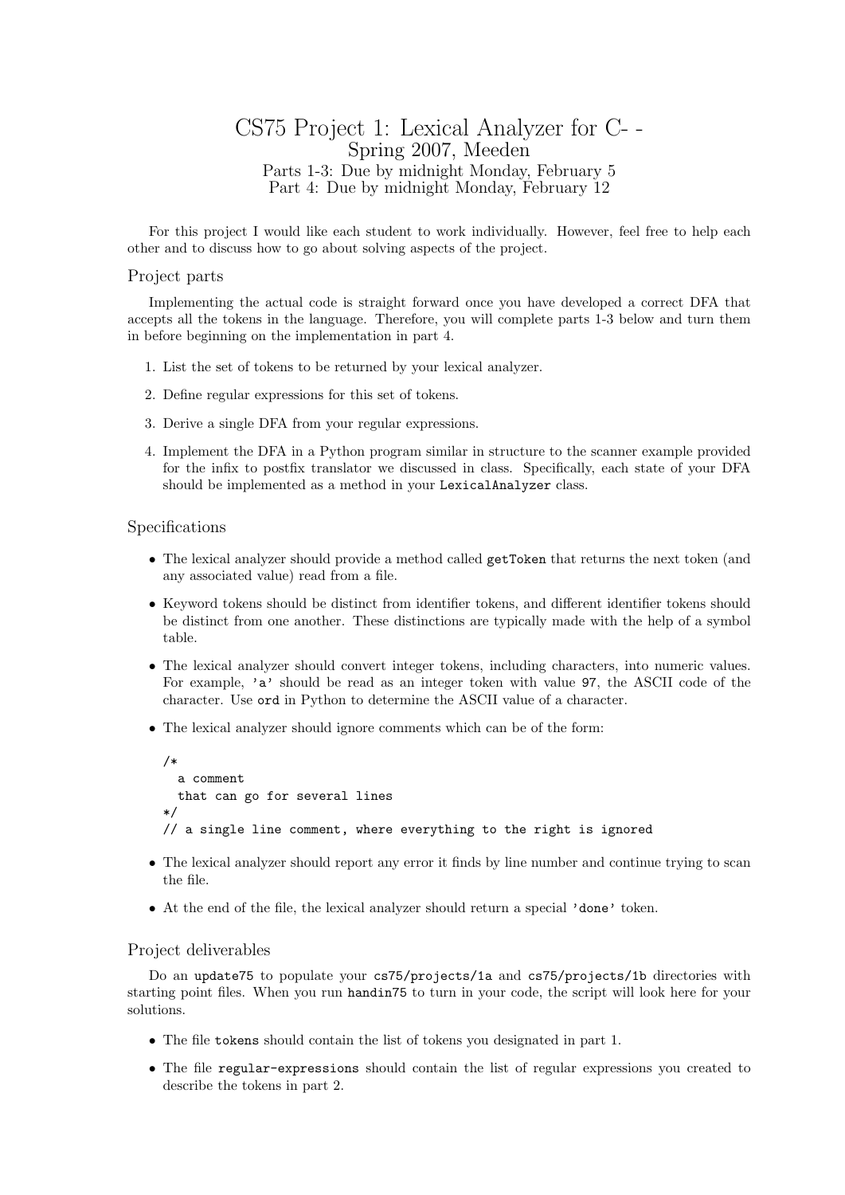# CS75 Project 1: Lexical Analyzer for C- -

Spring 2007, Meeden

Parts 1-3: Due by midnight Monday, February 5

Part 4: Due by midnight Monday, February 12

For this project I would like each student to work individually. However, feel free to help each other and to discuss how to go about solving aspects of the project.

## Project parts

Implementing the actual code is straight forward once you have developed a correct DFA that accepts all the tokens in the language. Therefore, you will complete parts 1-3 below and turn them in before beginning on the implementation in part 4.

1. List the set of tokens to be returned by your lexical analyzer.
2. Define regular expressions for this set of tokens.
3. Derive a single DFA from your regular expressions.
4. Implement the DFA in a Python program similar in structure to the scanner example provided for the infix to postfix translator we discussed in class. Specifically, each state of your DFA should be implemented as a method in your `LexicalAnalyzer` class.

## Specifications

- The lexical analyzer should provide a method called `getToken` that returns the next token (and any associated value) read from a file.
- Keyword tokens should be distinct from identifier tokens, and different identifier tokens should be distinct from one another. These distinctions are typically made with the help of a symbol table.
- The lexical analyzer should convert integer tokens, including characters, into numeric values. For example, `'a'` should be read as an integer token with value `97`, the ASCII code of the character. Use `ord` in Python to determine the ASCII value of a character.
- The lexical analyzer should ignore comments which can be of the form:

```
/*
  a comment
  that can go for several lines
*/
// a single line comment, where everything to the right is ignored
```

- The lexical analyzer should report any error it finds by line number and continue trying to scan the file.
- At the end of the file, the lexical analyzer should return a special `'done'` token.

## Project deliverables

Do an `update75` to populate your `cs75/projects/1a` and `cs75/projects/1b` directories with starting point files. When you run `handin75` to turn in your code, the script will look here for your solutions.

- The file `tokens` should contain the list of tokens you designated in part 1.
- The file `regular-expressions` should contain the list of regular expressions you created to describe the tokens in part 2.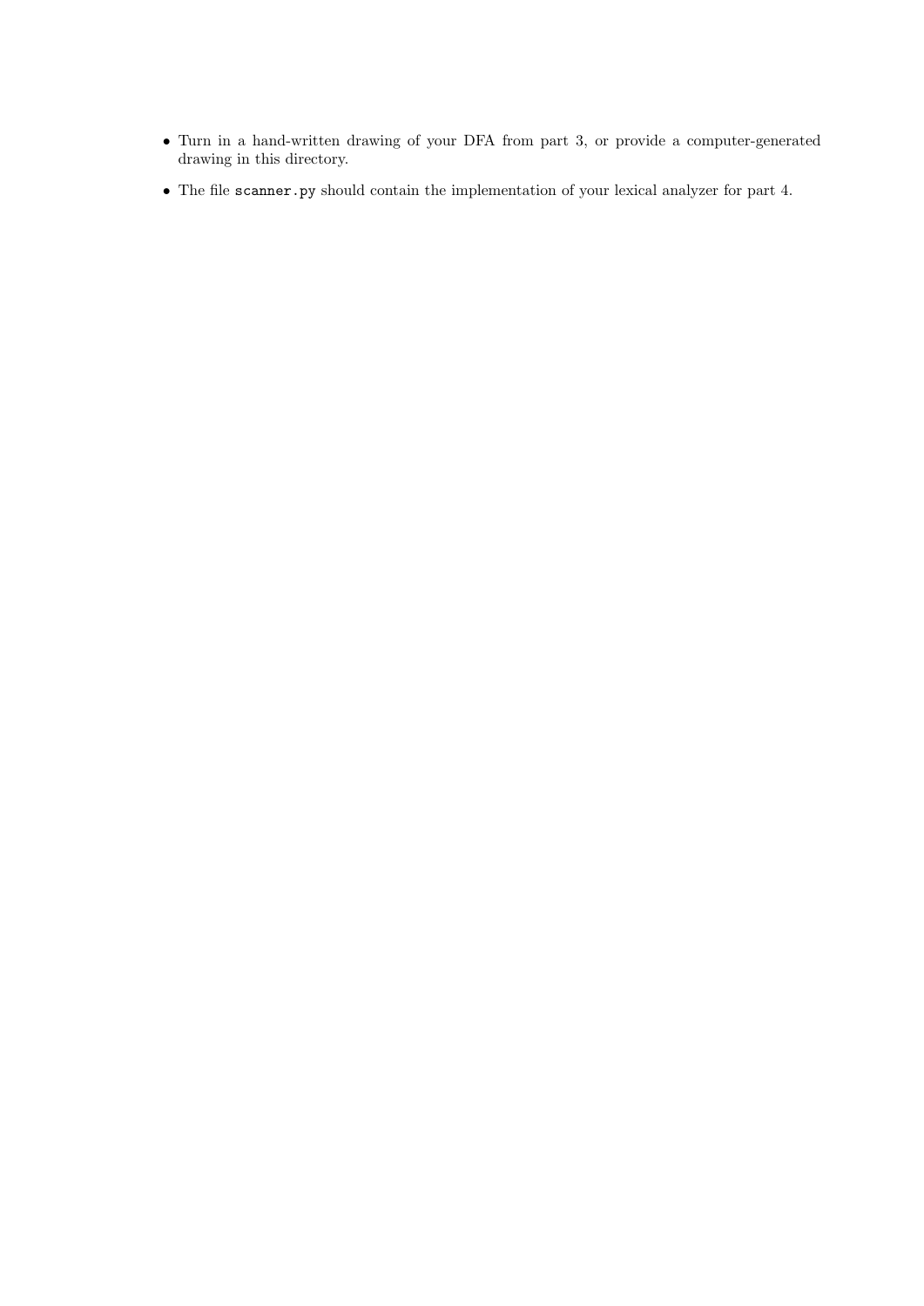- Turn in a hand-written drawing of your DFA from part 3, or provide a computer-generated drawing in this directory.
- The file `scanner.py` should contain the implementation of your lexical analyzer for part 4.